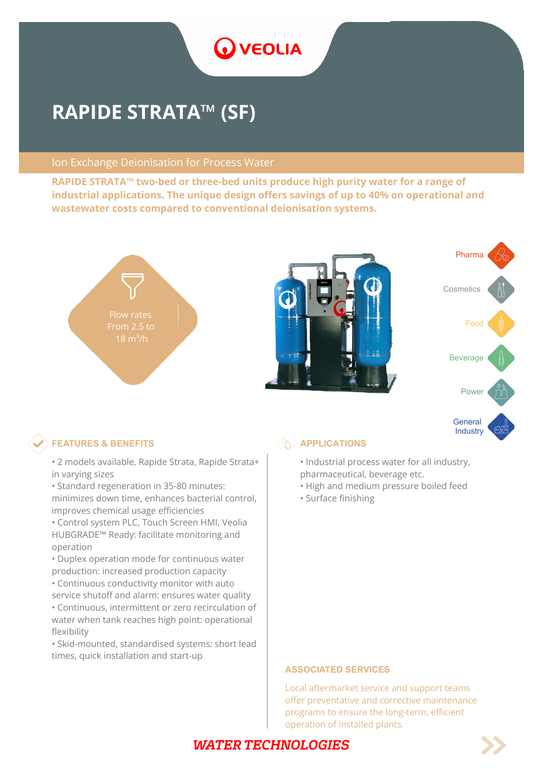# RAPIDE STRATA™ (SF)

## Ion Exchange Deionisation for Process Water

**RAPIDE STRATA™ two-bed or three-bed units produce high purity water for a range of industrial applications. The unique design offers savings of up to 40% on operational and wastewater costs compared to conventional deionisation systems.**

Flow rates From 2.5 to 18 $m^3/h$

Pharma

Cosmetics

Food

Beverage

Power

General Industry

## FEATURES & BENEFITS

- 2 models available, Rapide Strata, Rapide Strata+ in varying sizes
- Standard regeneration in 35-80 minutes: minimizes down time, enhances bacterial control, improves chemical usage efficiencies
- Control system PLC, Touch Screen HMI, Veolia HUBGRADE™ Ready: facilitate monitoring and operation
- Duplex operation mode for continuous water production: increased production capacity
- Continuous conductivity monitor with auto service shutoff and alarm: ensures water quality
- Continuous, intermittent or zero recirculation of water when tank reaches high point: operational flexibility
- Skid-mounted, standardised systems: short lead times, quick installation and start-up

## APPLICATIONS

- Industrial process water for all industry, pharmaceutical, beverage etc.
- High and medium pressure boiled feed
- Surface finishing

## ASSOCIATED SERVICES

Local aftermarket service and support teams offer preventative and corrective maintenance programs to ensure the long-term, efficient operation of installed plants.

***WATER TECHNOLOGIES***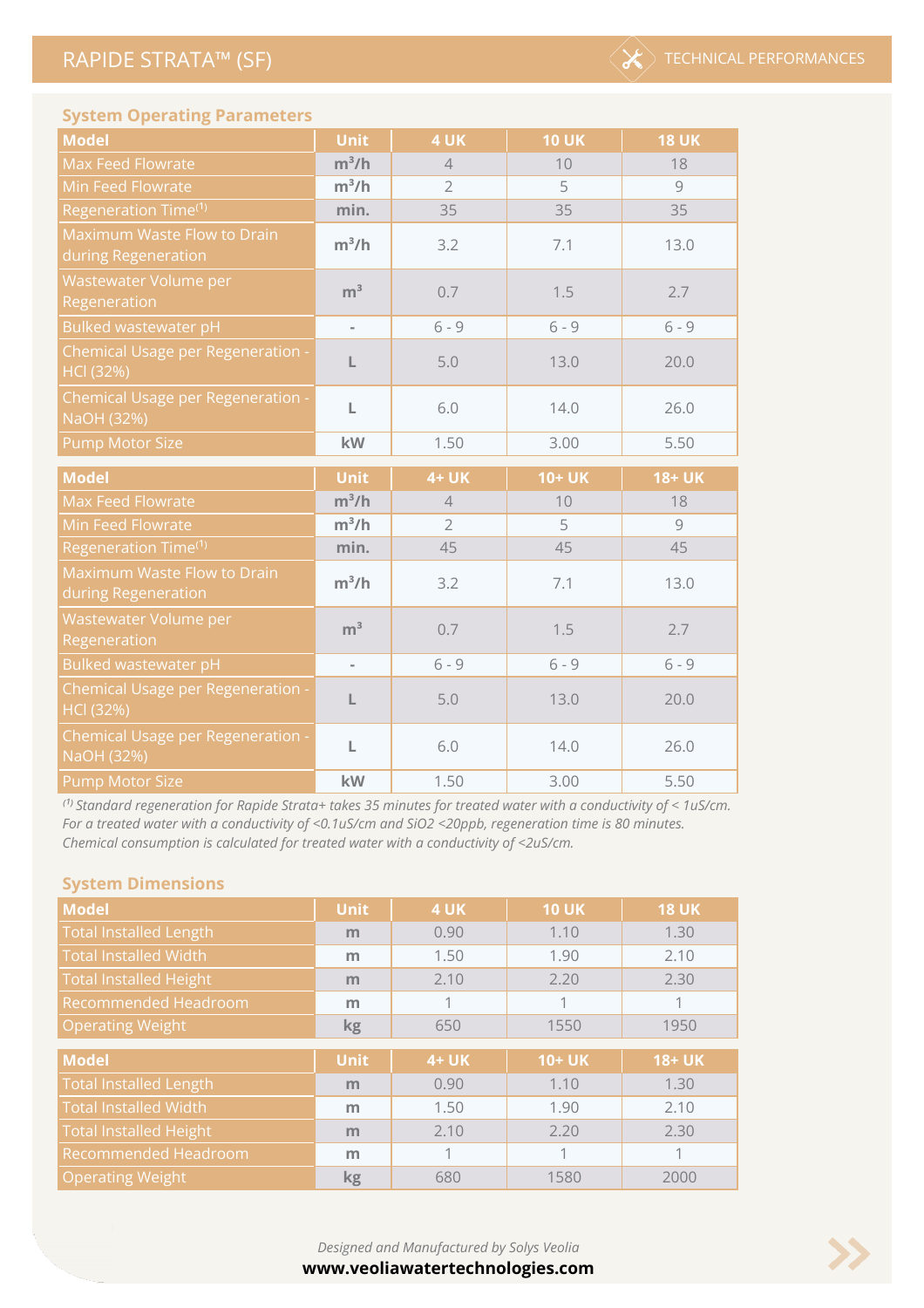## System Operating Parameters

| Model | Unit | 4 UK | 10 UK | 18 UK |
|---|---|---|---|---|
| Max Feed Flowrate | $m^3/h$ | 4 | 10 | 18 |
| Min Feed Flowrate | $m^3/h$ | 2 | 5 | 9 |
| Regeneration Time[(1)] | min. | 35 | 35 | 35 |
| Maximum Waste Flow to Drain during Regeneration | $m^3/h$ | 3.2 | 7.1 | 13.0 |
| Wastewater Volume per Regeneration | $m^3$ | 0.7 | 1.5 | 2.7 |
| Bulked wastewater pH | - | 6 - 9 | 6 - 9 | 6 - 9 |
| Chemical Usage per Regeneration - HCl (32%) | L | 5.0 | 13.0 | 20.0 |
| Chemical Usage per Regeneration - NaOH (32%) | L | 6.0 | 14.0 | 26.0 |
| Pump Motor Size | kW | 1.50 | 3.00 | 5.50 |

| Model | Unit | 4+ UK | 10+ UK | 18+ UK |
|---|---|---|---|---|
| Max Feed Flowrate | $m^3/h$ | 4 | 10 | 18 |
| Min Feed Flowrate | $m^3/h$ | 2 | 5 | 9 |
| Regeneration Time[(1)] | min. | 45 | 45 | 45 |
| Maximum Waste Flow to Drain during Regeneration | $m^3/h$ | 3.2 | 7.1 | 13.0 |
| Wastewater Volume per Regeneration | $m^3$ | 0.7 | 1.5 | 2.7 |
| Bulked wastewater pH | - | 6 - 9 | 6 - 9 | 6 - 9 |
| Chemical Usage per Regeneration - HCl (32%) | L | 5.0 | 13.0 | 20.0 |
| Chemical Usage per Regeneration - NaOH (32%) | L | 6.0 | 14.0 | 26.0 |
| Pump Motor Size | kW | 1.50 | 3.00 | 5.50 |

*[(1)] Standard regeneration for Rapide Strata+ takes 35 minutes for treated water with a conductivity of < 1uS/cm. For a treated water with a conductivity of <0.1uS/cm and SiO2 <20ppb, regeneration time is 80 minutes. Chemical consumption is calculated for treated water with a conductivity of <2uS/cm.*

## System Dimensions

| Model | Unit | 4 UK | 10 UK | 18 UK |
|---|---|---|---|---|
| Total Installed Length | m | 0.90 | 1.10 | 1.30 |
| Total Installed Width | m | 1.50 | 1.90 | 2.10 |
| Total Installed Height | m | 2.10 | 2.20 | 2.30 |
| Recommended Headroom | m | 1 | 1 | 1 |
| Operating Weight | kg | 650 | 1550 | 1950 |

| Model | Unit | 4+ UK | 10+ UK | 18+ UK |
|---|---|---|---|---|
| Total Installed Length | m | 0.90 | 1.10 | 1.30 |
| Total Installed Width | m | 1.50 | 1.90 | 2.10 |
| Total Installed Height | m | 2.10 | 2.20 | 2.30 |
| Recommended Headroom | m | 1 | 1 | 1 |
| Operating Weight | kg | 680 | 1580 | 2000 |

*Designed and Manufactured by Solys Veolia*

**www.veoliawatertechnologies.com**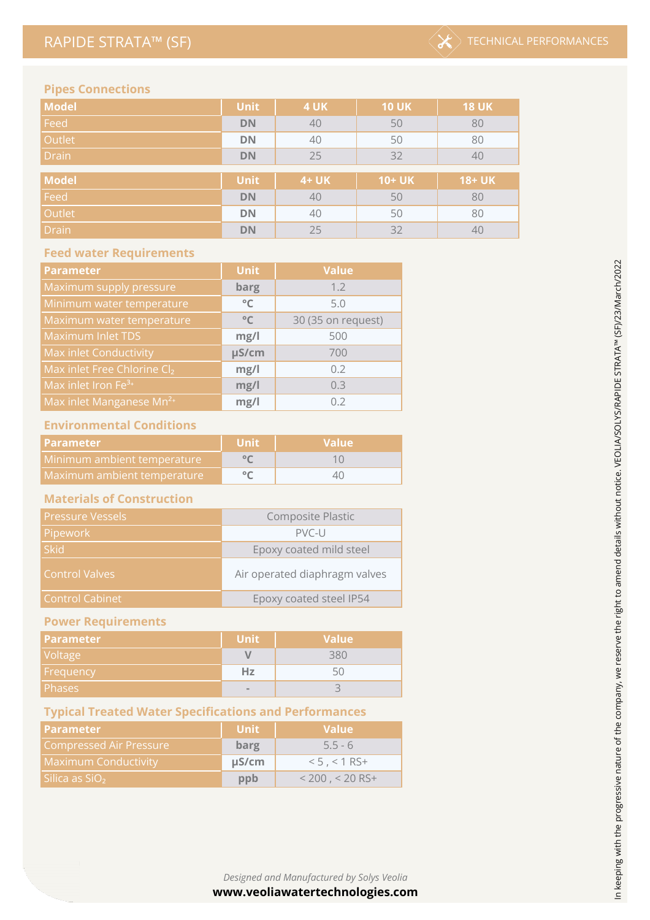# RAPIDE STRATA™ (SF)

TECHNICAL PERFORMANCES

## Pipes Connections

| Model | Unit | 4 UK | 10 UK | 18 UK |
|---|---|---|---|---|
| Feed | DN | 40 | 50 | 80 |
| Outlet | DN | 40 | 50 | 80 |
| Drain | DN | 25 | 32 | 40 |

| Model | Unit | 4+ UK | 10+ UK | 18+ UK |
|---|---|---|---|---|
| Feed | DN | 40 | 50 | 80 |
| Outlet | DN | 40 | 50 | 80 |
| Drain | DN | 25 | 32 | 40 |

## Feed water Requirements

| Parameter | Unit | Value |
|---|---|---|
| Maximum supply pressure | barg | 1.2 |
| Minimum water temperature | °C | 5.0 |
| Maximum water temperature | °C | 30 (35 on request) |
| Maximum Inlet TDS | mg/l | 500 |
| Max inlet Conductivity | µS/cm | 700 |
| Max inlet Free Chlorine $Cl_2$ | mg/l | 0.2 |
| Max inlet Iron $Fe^{3+}$ | mg/l | 0.3 |
| Max inlet Manganese $Mn^{2+}$ | mg/l | 0.2 |

## Environmental Conditions

| Parameter | Unit | Value |
|---|---|---|
| Minimum ambient temperature | °C | 10 |
| Maximum ambient temperature | °C | 40 |

## Materials of Construction

| | |
|---|---|
| Pressure Vessels | Composite Plastic |
| Pipework | PVC-U |
| Skid | Epoxy coated mild steel |
| Control Valves | Air operated diaphragm valves |
| Control Cabinet | Epoxy coated steel IP54 |

## Power Requirements

| Parameter | Unit | Value |
|---|---|---|
| Voltage | V | 380 |
| Frequency | Hz | 50 |
| Phases | - | 3 |

## Typical Treated Water Specifications and Performances

| Parameter | Unit | Value |
|---|---|---|
| Compressed Air Pressure | barg | 5.5 - 6 |
| Maximum Conductivity | µS/cm | < 5 , < 1 RS+ |
| Silica as $SiO_2$ | ppb | < 200 , < 20 RS+ |

*Designed and Manufactured by Solys Veolia*

**www.veoliawatertechnologies.com**

In keeping with the progressive nature of the company, we reserve the right to amend details without notice. VEOLIA/SOLYS/RAPIDE STRATA™ (SF)/23/March/2022